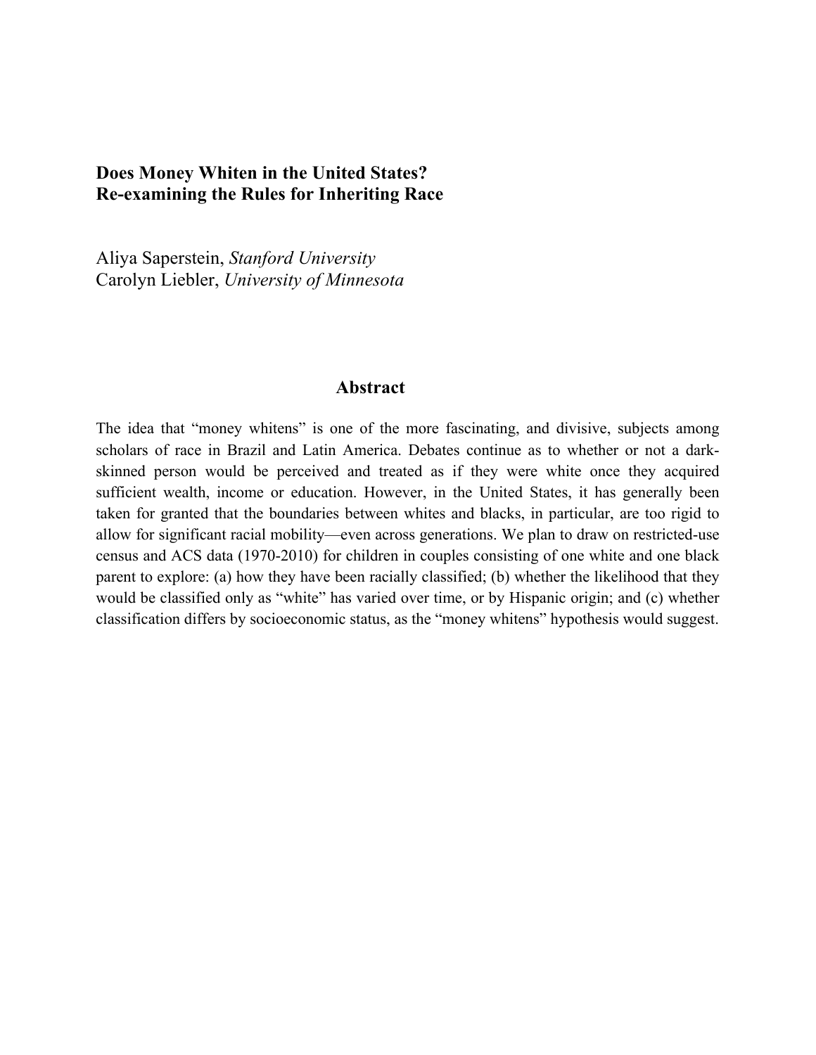# Does Money Whiten in the United States? Re-examining the Rules for Inheriting Race

Aliya Saperstein, *Stanford University*
Carolyn Liebler, *University of Minnesota*

## Abstract

The idea that "money whitens" is one of the more fascinating, and divisive, subjects among scholars of race in Brazil and Latin America. Debates continue as to whether or not a dark-skinned person would be perceived and treated as if they were white once they acquired sufficient wealth, income or education. However, in the United States, it has generally been taken for granted that the boundaries between whites and blacks, in particular, are too rigid to allow for significant racial mobility—even across generations. We plan to draw on restricted-use census and ACS data (1970-2010) for children in couples consisting of one white and one black parent to explore: (a) how they have been racially classified; (b) whether the likelihood that they would be classified only as "white" has varied over time, or by Hispanic origin; and (c) whether classification differs by socioeconomic status, as the "money whitens" hypothesis would suggest.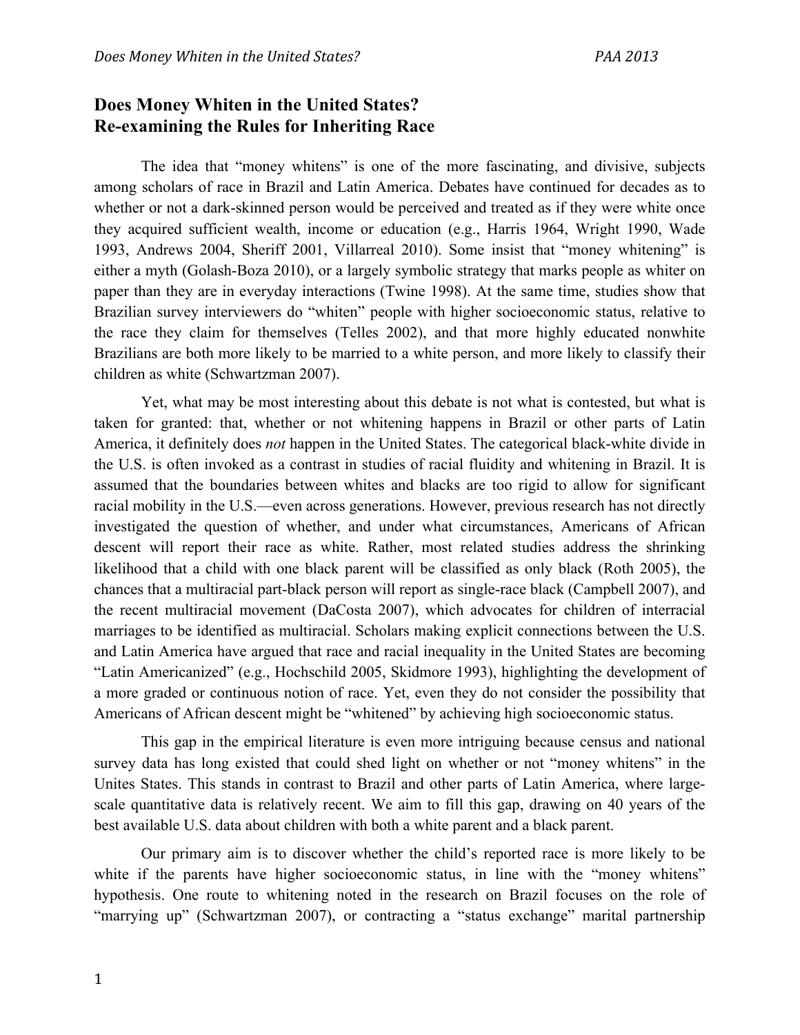## Does Money Whiten in the United States? Re-examining the Rules for Inheriting Race

The idea that "money whitens" is one of the more fascinating, and divisive, subjects among scholars of race in Brazil and Latin America. Debates have continued for decades as to whether or not a dark-skinned person would be perceived and treated as if they were white once they acquired sufficient wealth, income or education (e.g., Harris 1964, Wright 1990, Wade 1993, Andrews 2004, Sheriff 2001, Villarreal 2010). Some insist that "money whitening" is either a myth (Golash-Boza 2010), or a largely symbolic strategy that marks people as whiter on paper than they are in everyday interactions (Twine 1998). At the same time, studies show that Brazilian survey interviewers do "whiten" people with higher socioeconomic status, relative to the race they claim for themselves (Telles 2002), and that more highly educated nonwhite Brazilians are both more likely to be married to a white person, and more likely to classify their children as white (Schwartzman 2007).

Yet, what may be most interesting about this debate is not what is contested, but what is taken for granted: that, whether or not whitening happens in Brazil or other parts of Latin America, it definitely does *not* happen in the United States. The categorical black-white divide in the U.S. is often invoked as a contrast in studies of racial fluidity and whitening in Brazil. It is assumed that the boundaries between whites and blacks are too rigid to allow for significant racial mobility in the U.S.—even across generations. However, previous research has not directly investigated the question of whether, and under what circumstances, Americans of African descent will report their race as white. Rather, most related studies address the shrinking likelihood that a child with one black parent will be classified as only black (Roth 2005), the chances that a multiracial part-black person will report as single-race black (Campbell 2007), and the recent multiracial movement (DaCosta 2007), which advocates for children of interracial marriages to be identified as multiracial. Scholars making explicit connections between the U.S. and Latin America have argued that race and racial inequality in the United States are becoming "Latin Americanized" (e.g., Hochschild 2005, Skidmore 1993), highlighting the development of a more graded or continuous notion of race. Yet, even they do not consider the possibility that Americans of African descent might be "whitened" by achieving high socioeconomic status.

This gap in the empirical literature is even more intriguing because census and national survey data has long existed that could shed light on whether or not "money whitens" in the Unites States. This stands in contrast to Brazil and other parts of Latin America, where large-scale quantitative data is relatively recent. We aim to fill this gap, drawing on 40 years of the best available U.S. data about children with both a white parent and a black parent.

Our primary aim is to discover whether the child's reported race is more likely to be white if the parents have higher socioeconomic status, in line with the "money whitens" hypothesis. One route to whitening noted in the research on Brazil focuses on the role of "marrying up" (Schwartzman 2007), or contracting a "status exchange" marital partnership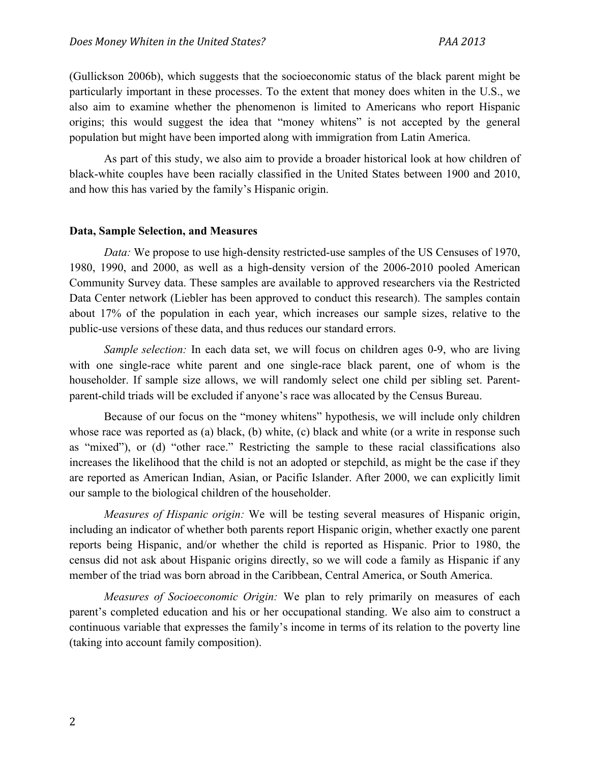(Gullickson 2006b), which suggests that the socioeconomic status of the black parent might be particularly important in these processes. To the extent that money does whiten in the U.S., we also aim to examine whether the phenomenon is limited to Americans who report Hispanic origins; this would suggest the idea that "money whitens" is not accepted by the general population but might have been imported along with immigration from Latin America.

As part of this study, we also aim to provide a broader historical look at how children of black-white couples have been racially classified in the United States between 1900 and 2010, and how this has varied by the family's Hispanic origin.

**Data, Sample Selection, and Measures**

*Data:* We propose to use high-density restricted-use samples of the US Censuses of 1970, 1980, 1990, and 2000, as well as a high-density version of the 2006-2010 pooled American Community Survey data. These samples are available to approved researchers via the Restricted Data Center network (Liebler has been approved to conduct this research). The samples contain about 17% of the population in each year, which increases our sample sizes, relative to the public-use versions of these data, and thus reduces our standard errors.

*Sample selection:* In each data set, we will focus on children ages 0-9, who are living with one single-race white parent and one single-race black parent, one of whom is the householder. If sample size allows, we will randomly select one child per sibling set. Parent-parent-child triads will be excluded if anyone's race was allocated by the Census Bureau.

Because of our focus on the "money whitens" hypothesis, we will include only children whose race was reported as (a) black, (b) white, (c) black and white (or a write in response such as "mixed"), or (d) "other race." Restricting the sample to these racial classifications also increases the likelihood that the child is not an adopted or stepchild, as might be the case if they are reported as American Indian, Asian, or Pacific Islander. After 2000, we can explicitly limit our sample to the biological children of the householder.

*Measures of Hispanic origin:* We will be testing several measures of Hispanic origin, including an indicator of whether both parents report Hispanic origin, whether exactly one parent reports being Hispanic, and/or whether the child is reported as Hispanic. Prior to 1980, the census did not ask about Hispanic origins directly, so we will code a family as Hispanic if any member of the triad was born abroad in the Caribbean, Central America, or South America.

*Measures of Socioeconomic Origin:* We plan to rely primarily on measures of each parent's completed education and his or her occupational standing. We also aim to construct a continuous variable that expresses the family's income in terms of its relation to the poverty line (taking into account family composition).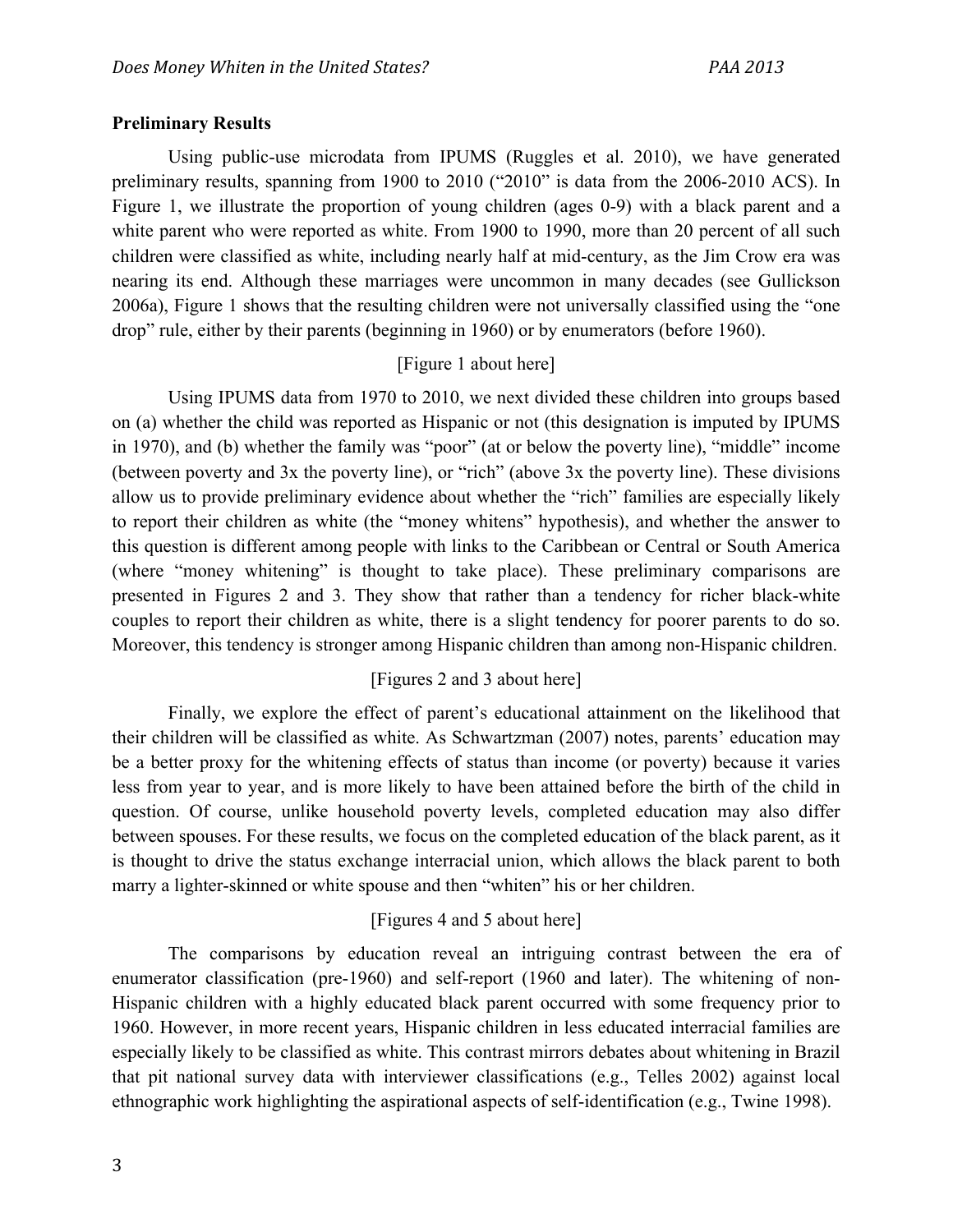**Preliminary Results**

Using public-use microdata from IPUMS (Ruggles et al. 2010), we have generated preliminary results, spanning from 1900 to 2010 ("2010" is data from the 2006-2010 ACS). In Figure 1, we illustrate the proportion of young children (ages 0-9) with a black parent and a white parent who were reported as white. From 1900 to 1990, more than 20 percent of all such children were classified as white, including nearly half at mid-century, as the Jim Crow era was nearing its end. Although these marriages were uncommon in many decades (see Gullickson 2006a), Figure 1 shows that the resulting children were not universally classified using the "one drop" rule, either by their parents (beginning in 1960) or by enumerators (before 1960).

[Figure 1 about here]

Using IPUMS data from 1970 to 2010, we next divided these children into groups based on (a) whether the child was reported as Hispanic or not (this designation is imputed by IPUMS in 1970), and (b) whether the family was "poor" (at or below the poverty line), "middle" income (between poverty and 3x the poverty line), or "rich" (above 3x the poverty line). These divisions allow us to provide preliminary evidence about whether the "rich" families are especially likely to report their children as white (the "money whitens" hypothesis), and whether the answer to this question is different among people with links to the Caribbean or Central or South America (where "money whitening" is thought to take place). These preliminary comparisons are presented in Figures 2 and 3. They show that rather than a tendency for richer black-white couples to report their children as white, there is a slight tendency for poorer parents to do so. Moreover, this tendency is stronger among Hispanic children than among non-Hispanic children.

[Figures 2 and 3 about here]

Finally, we explore the effect of parent's educational attainment on the likelihood that their children will be classified as white. As Schwartzman (2007) notes, parents' education may be a better proxy for the whitening effects of status than income (or poverty) because it varies less from year to year, and is more likely to have been attained before the birth of the child in question. Of course, unlike household poverty levels, completed education may also differ between spouses. For these results, we focus on the completed education of the black parent, as it is thought to drive the status exchange interracial union, which allows the black parent to both marry a lighter-skinned or white spouse and then "whiten" his or her children.

[Figures 4 and 5 about here]

The comparisons by education reveal an intriguing contrast between the era of enumerator classification (pre-1960) and self-report (1960 and later). The whitening of non-Hispanic children with a highly educated black parent occurred with some frequency prior to 1960. However, in more recent years, Hispanic children in less educated interracial families are especially likely to be classified as white. This contrast mirrors debates about whitening in Brazil that pit national survey data with interviewer classifications (e.g., Telles 2002) against local ethnographic work highlighting the aspirational aspects of self-identification (e.g., Twine 1998).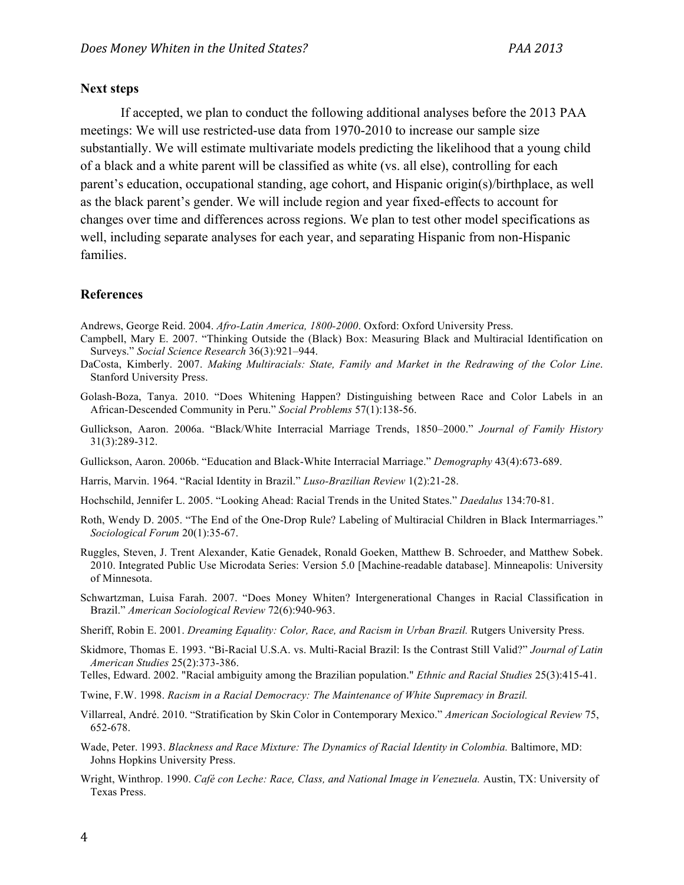## Next steps

If accepted, we plan to conduct the following additional analyses before the 2013 PAA meetings: We will use restricted-use data from 1970-2010 to increase our sample size substantially. We will estimate multivariate models predicting the likelihood that a young child of a black and a white parent will be classified as white (vs. all else), controlling for each parent's education, occupational standing, age cohort, and Hispanic origin(s)/birthplace, as well as the black parent's gender. We will include region and year fixed-effects to account for changes over time and differences across regions. We plan to test other model specifications as well, including separate analyses for each year, and separating Hispanic from non-Hispanic families.

## References

Andrews, George Reid. 2004. *Afro-Latin America, 1800-2000*. Oxford: Oxford University Press.

Campbell, Mary E. 2007. "Thinking Outside the (Black) Box: Measuring Black and Multiracial Identification on Surveys." *Social Science Research* 36(3):921–944.

DaCosta, Kimberly. 2007. *Making Multiracials: State, Family and Market in the Redrawing of the Color Line*. Stanford University Press.

Golash-Boza, Tanya. 2010. "Does Whitening Happen? Distinguishing between Race and Color Labels in an African-Descended Community in Peru." *Social Problems* 57(1):138-56.

Gullickson, Aaron. 2006a. "Black/White Interracial Marriage Trends, 1850–2000." *Journal of Family History* 31(3):289-312.

Gullickson, Aaron. 2006b. "Education and Black-White Interracial Marriage." *Demography* 43(4):673-689.

Harris, Marvin. 1964. "Racial Identity in Brazil." *Luso-Brazilian Review* 1(2):21-28.

Hochschild, Jennifer L. 2005. "Looking Ahead: Racial Trends in the United States." *Daedalus* 134:70-81.

Roth, Wendy D. 2005. "The End of the One-Drop Rule? Labeling of Multiracial Children in Black Intermarriages." *Sociological Forum* 20(1):35-67.

Ruggles, Steven, J. Trent Alexander, Katie Genadek, Ronald Goeken, Matthew B. Schroeder, and Matthew Sobek. 2010. Integrated Public Use Microdata Series: Version 5.0 [Machine-readable database]. Minneapolis: University of Minnesota.

Schwartzman, Luisa Farah. 2007. "Does Money Whiten? Intergenerational Changes in Racial Classification in Brazil." *American Sociological Review* 72(6):940-963.

Sheriff, Robin E. 2001. *Dreaming Equality: Color, Race, and Racism in Urban Brazil.* Rutgers University Press.

Skidmore, Thomas E. 1993. "Bi-Racial U.S.A. vs. Multi-Racial Brazil: Is the Contrast Still Valid?" *Journal of Latin American Studies* 25(2):373-386.

Telles, Edward. 2002. "Racial ambiguity among the Brazilian population." *Ethnic and Racial Studies* 25(3):415-41.

Twine, F.W. 1998. *Racism in a Racial Democracy: The Maintenance of White Supremacy in Brazil.*

Villarreal, André. 2010. "Stratification by Skin Color in Contemporary Mexico." *American Sociological Review* 75, 652-678.

Wade, Peter. 1993. *Blackness and Race Mixture: The Dynamics of Racial Identity in Colombia.* Baltimore, MD: Johns Hopkins University Press.

Wright, Winthrop. 1990. *Café con Leche: Race, Class, and National Image in Venezuela.* Austin, TX: University of Texas Press.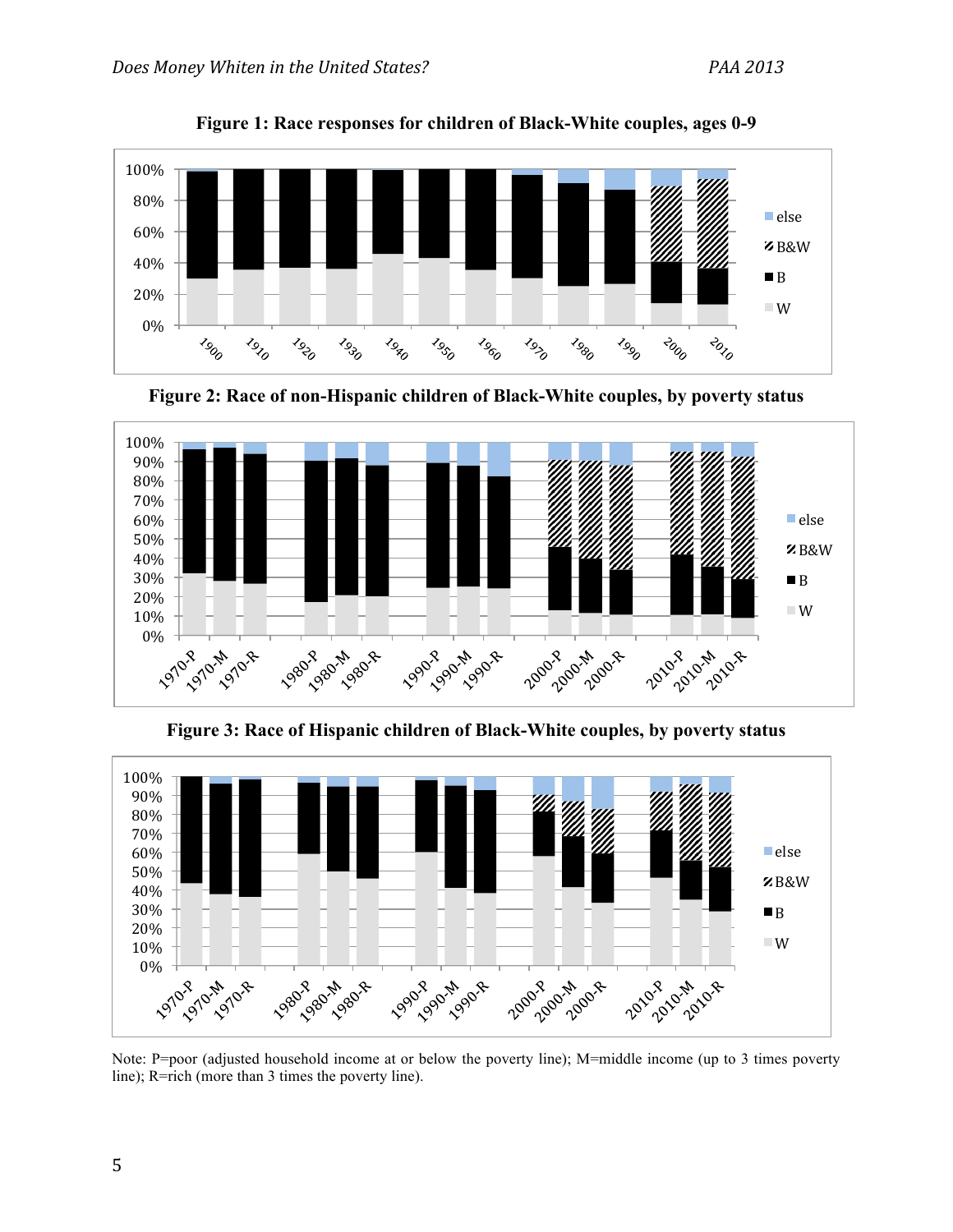**Figure 1: Race responses for children of Black-White couples, ages 0-9**

**Figure 2: Race of non-Hispanic children of Black-White couples, by poverty status**

**Figure 3: Race of Hispanic children of Black-White couples, by poverty status**

Note: P=poor (adjusted household income at or below the poverty line); M=middle income (up to 3 times poverty line); R=rich (more than 3 times the poverty line).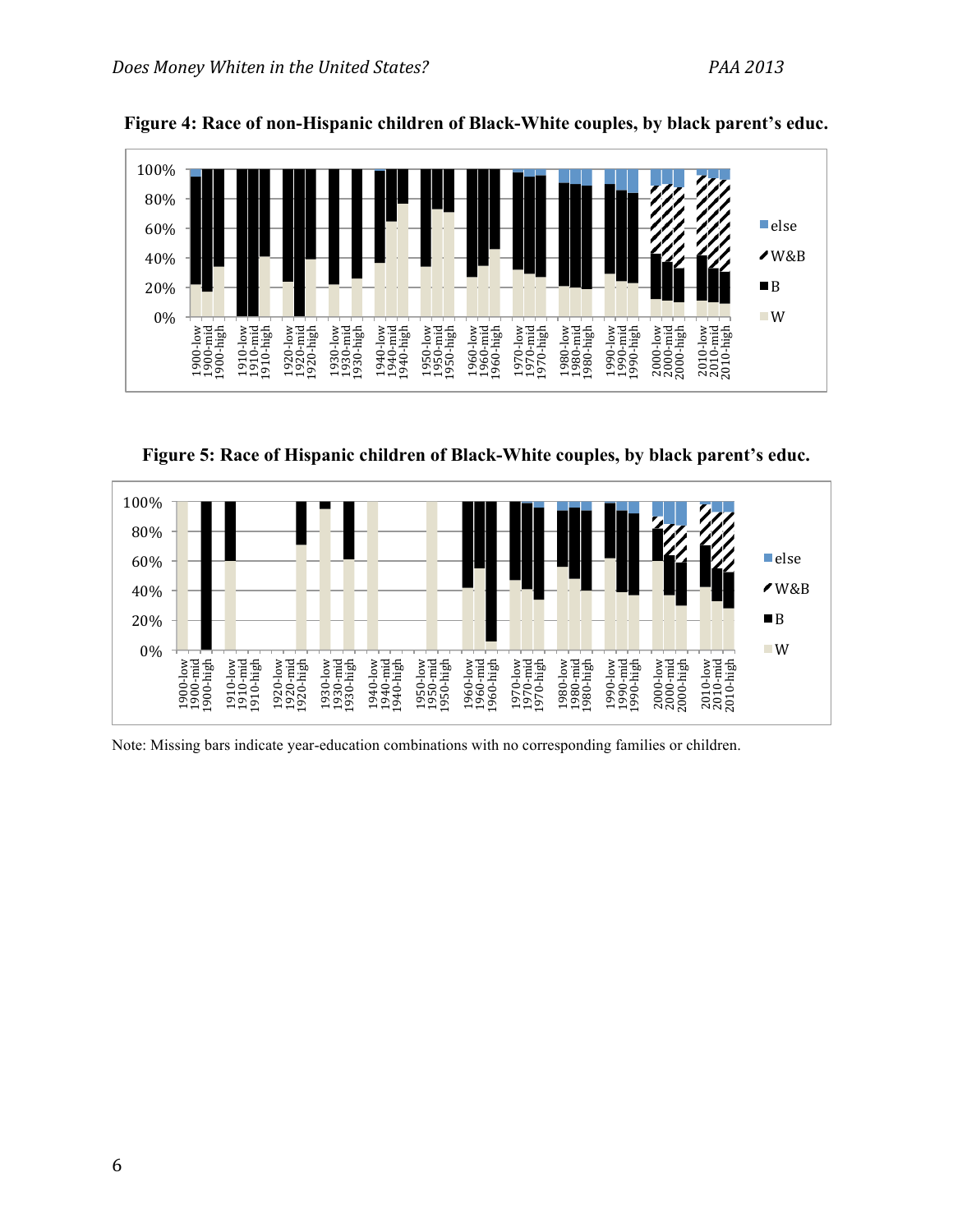**Figure 4: Race of non-Hispanic children of Black-White couples, by black parent's educ.**

100%
80%
60%
40%
20%
0%

1900-low 1900-mid 1900-high 1910-low 1910-mid 1910-high 1920-low 1920-mid 1920-high 1930-low 1930-mid 1930-high 1940-low 1940-mid 1940-high 1950-low 1950-mid 1950-high 1960-low 1960-mid 1960-high 1970-low 1970-mid 1970-high 1980-low 1980-mid 1980-high 1990-low 1990-mid 1990-high 2000-low 2000-mid 2000-high 2010-low 2010-mid 2010-high

else
W&B
B
W

**Figure 5: Race of Hispanic children of Black-White couples, by black parent's educ.**

100%
80%
60%
40%
20%
0%

1900-low 1900-mid 1900-high 1910-low 1910-mid 1910-high 1920-low 1920-mid 1920-high 1930-low 1930-mid 1930-high 1940-low 1940-mid 1940-high 1950-low 1950-mid 1950-high 1960-low 1960-mid 1960-high 1970-low 1970-mid 1970-high 1980-low 1980-mid 1980-high 1990-low 1990-mid 1990-high 2000-low 2000-mid 2000-high 2010-low 2010-mid 2010-high

else
W&B
B
W

Note: Missing bars indicate year-education combinations with no corresponding families or children.